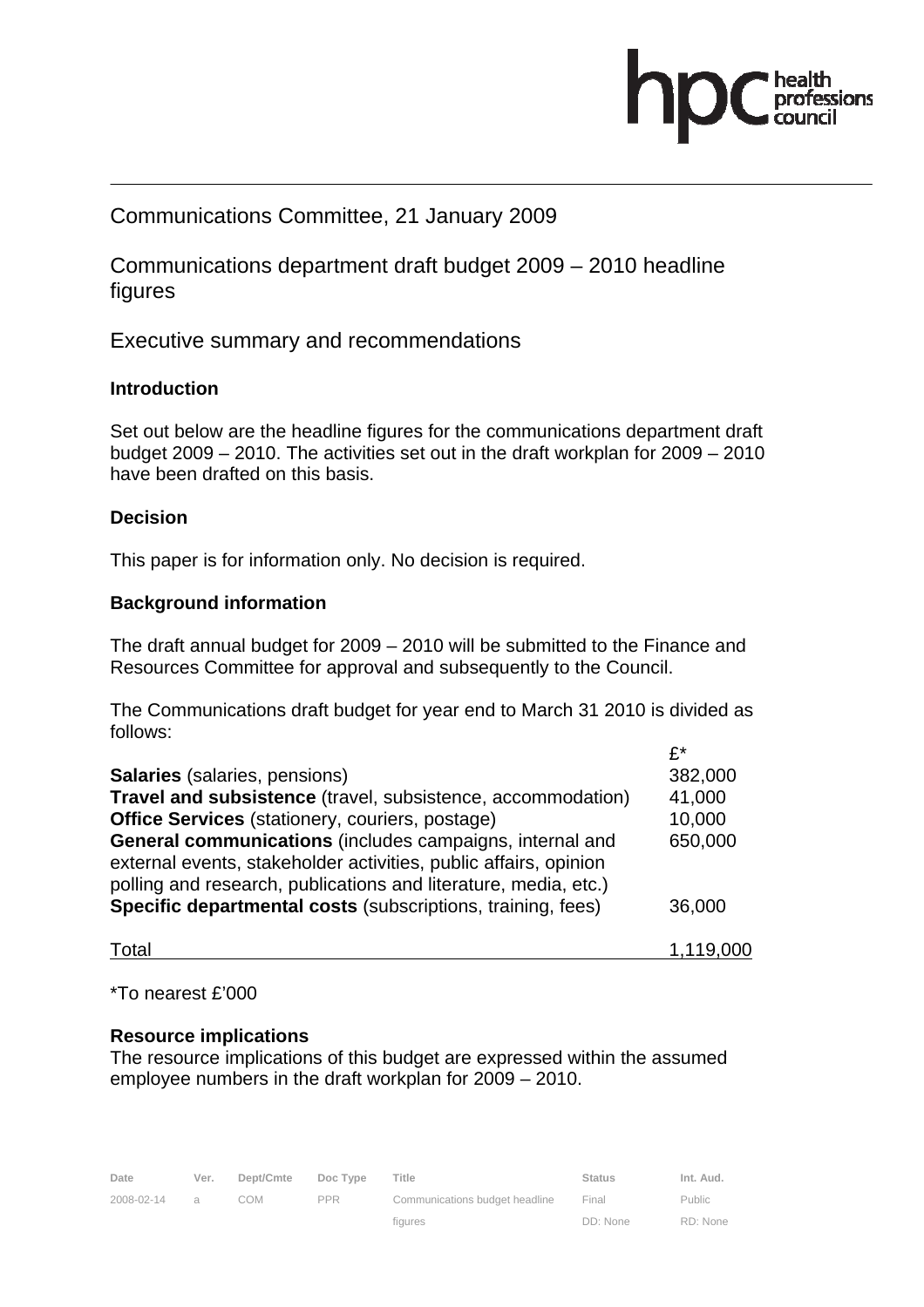# Communications Committee, 21 January 2009

## Communications department draft budget 2009 – 2010 headline figures

## Executive summary and recommendations

### Introduction

Set out below are the headline figures for the communications department draft budget 2009 – 2010. The activities set out in the draft workplan for 2009 – 2010 have been drafted on this basis.

### Decision

This paper is for information only. No decision is required.

### Background information

The draft annual budget for 2009 – 2010 will be submitted to the Finance and Resources Committee for approval and subsequently to the Council.

The Communications draft budget for year end to March 31 2010 is divided as follows:

| | £* |
|---|---|
| **Salaries** (salaries, pensions) | 382,000 |
| **Travel and subsistence** (travel, subsistence, accommodation) | 41,000 |
| **Office Services** (stationery, couriers, postage) | 10,000 |
| **General communications** (includes campaigns, internal and external events, stakeholder activities, public affairs, opinion polling and research, publications and literature, media, etc.) | 650,000 |
| **Specific departmental costs** (subscriptions, training, fees) | 36,000 |
| Total | 1,119,000 |

*To nearest £'000

### Resource implications

The resource implications of this budget are expressed within the assumed employee numbers in the draft workplan for 2009 – 2010.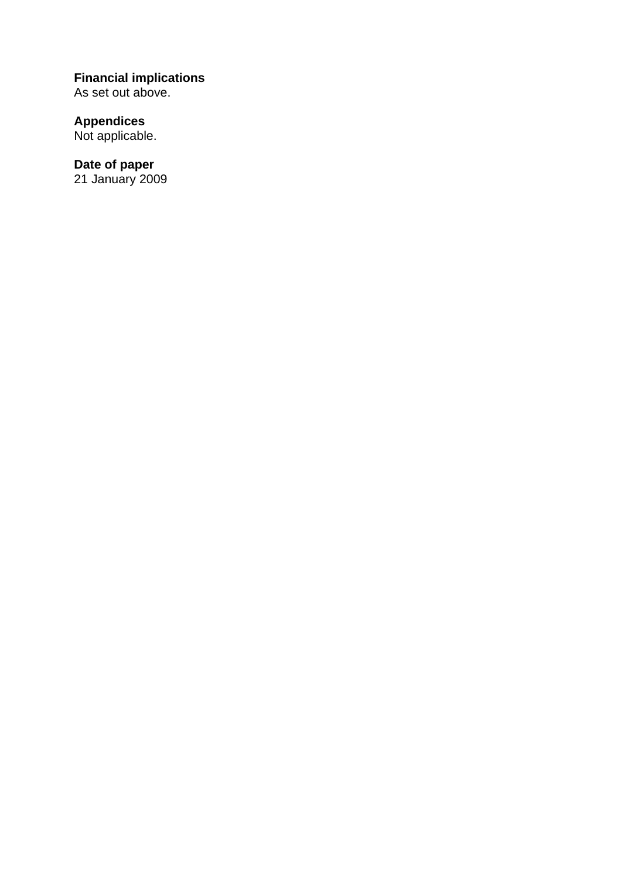**Financial implications**
As set out above.

**Appendices**
Not applicable.

**Date of paper**
21 January 2009